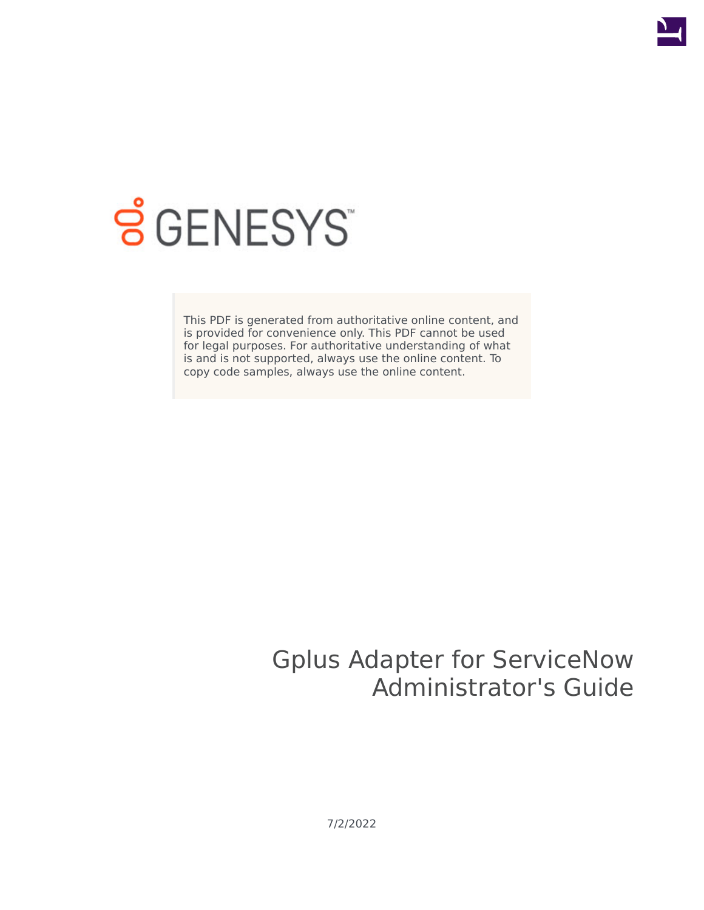GENESYS

This PDF is generated from authoritative online content, and is provided for convenience only. This PDF cannot be used for legal purposes. For authoritative understanding of what is and is not supported, always use the online content. To copy code samples, always use the online content.

# Gplus Adapter for ServiceNow Administrator's Guide

7/2/2022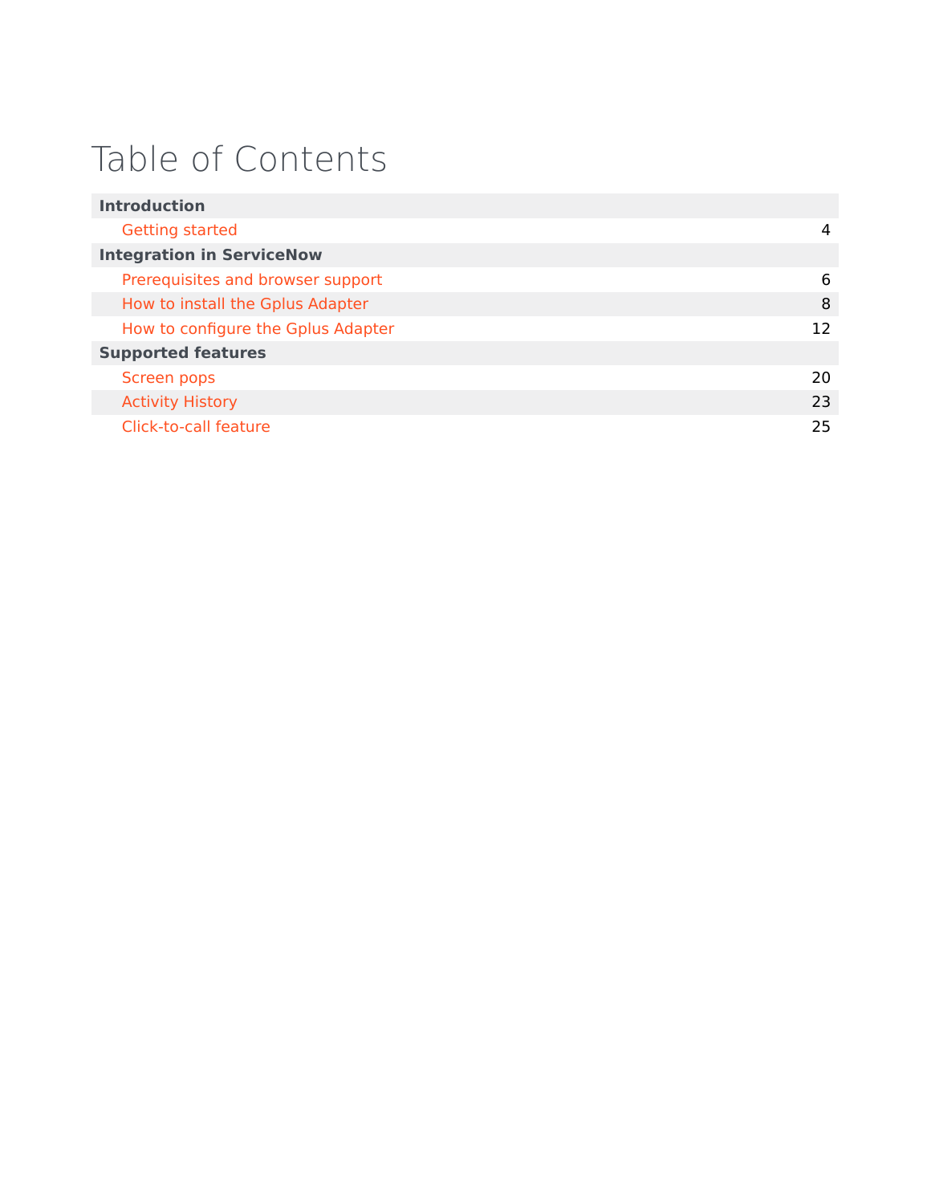# Table of Contents

| | |
|---|---|
| **Introduction** | |
| Getting started | 4 |
| **Integration in ServiceNow** | |
| Prerequisites and browser support | 6 |
| How to install the Gplus Adapter | 8 |
| How to configure the Gplus Adapter | 12 |
| **Supported features** | |
| Screen pops | 20 |
| Activity History | 23 |
| Click-to-call feature | 25 |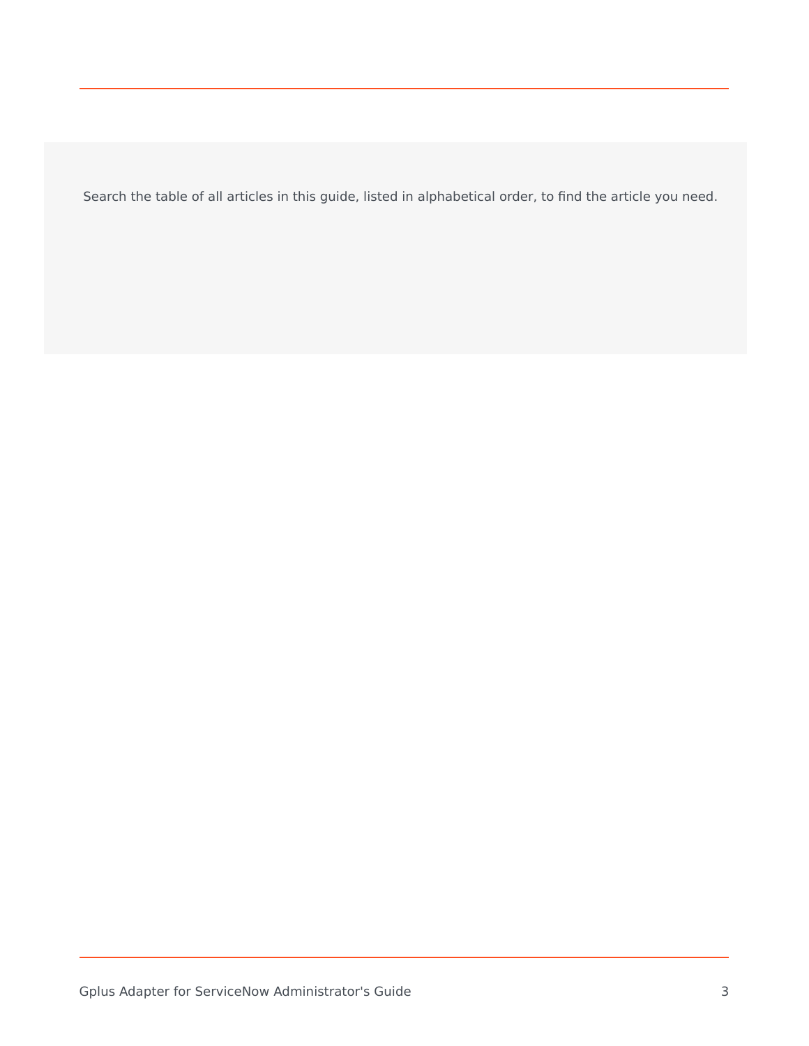Search the table of all articles in this guide, listed in alphabetical order, to find the article you need.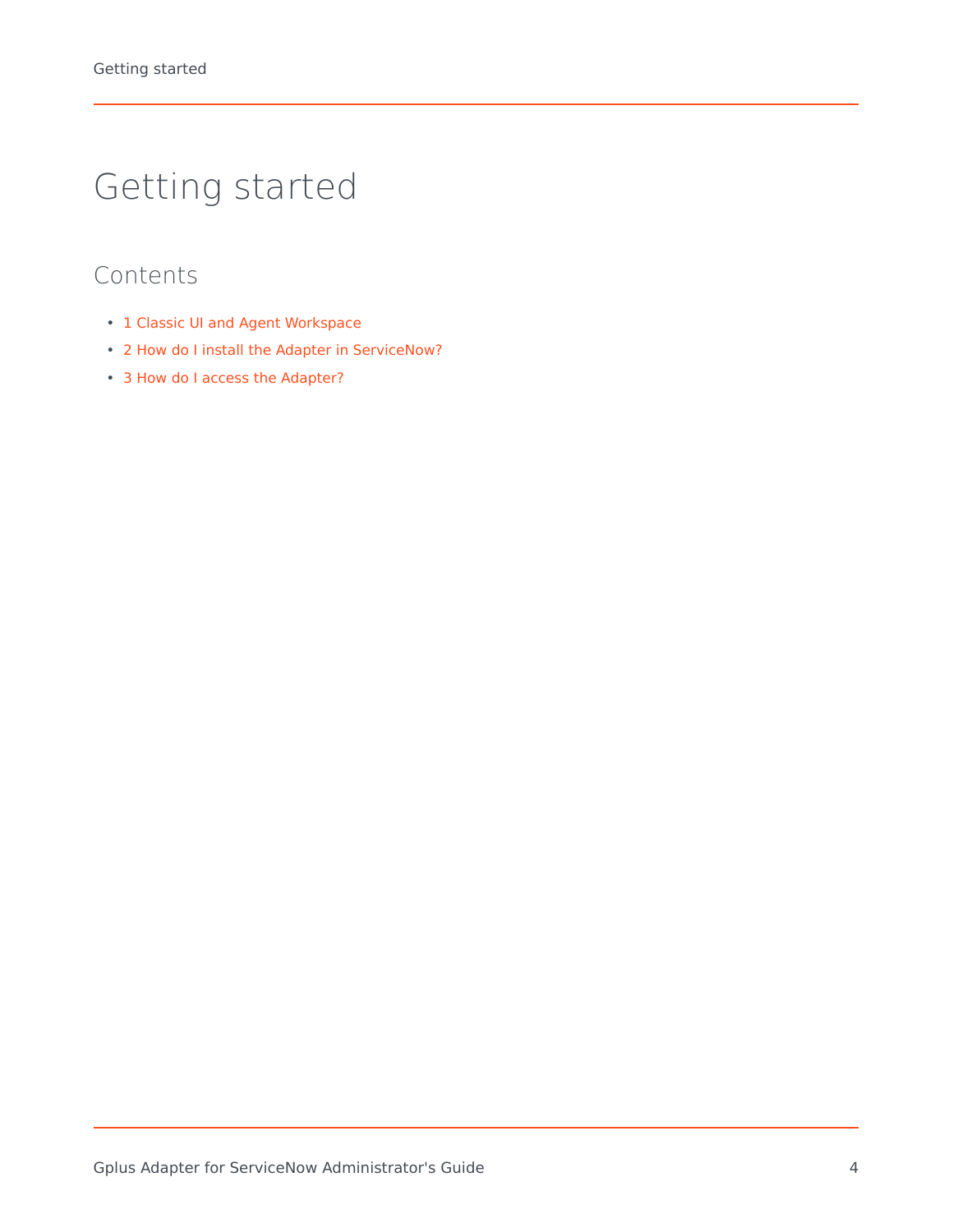# Getting started

## Contents

- 1 Classic UI and Agent Workspace
- 2 How do I install the Adapter in ServiceNow?
- 3 How do I access the Adapter?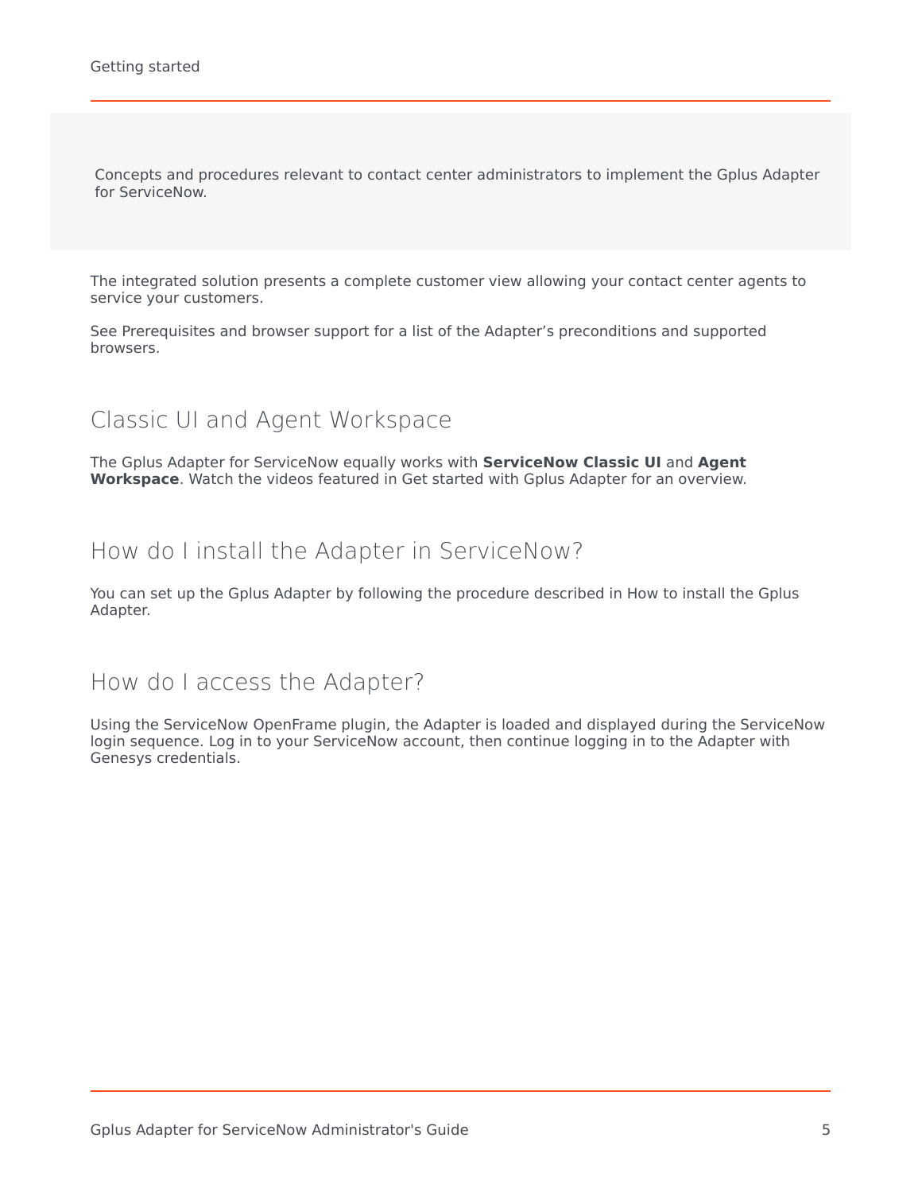Concepts and procedures relevant to contact center administrators to implement the Gplus Adapter for ServiceNow.

The integrated solution presents a complete customer view allowing your contact center agents to service your customers.

See Prerequisites and browser support for a list of the Adapter's preconditions and supported browsers.

## Classic UI and Agent Workspace

The Gplus Adapter for ServiceNow equally works with **ServiceNow Classic UI** and **Agent Workspace**. Watch the videos featured in Get started with Gplus Adapter for an overview.

## How do I install the Adapter in ServiceNow?

You can set up the Gplus Adapter by following the procedure described in How to install the Gplus Adapter.

## How do I access the Adapter?

Using the ServiceNow OpenFrame plugin, the Adapter is loaded and displayed during the ServiceNow login sequence. Log in to your ServiceNow account, then continue logging in to the Adapter with Genesys credentials.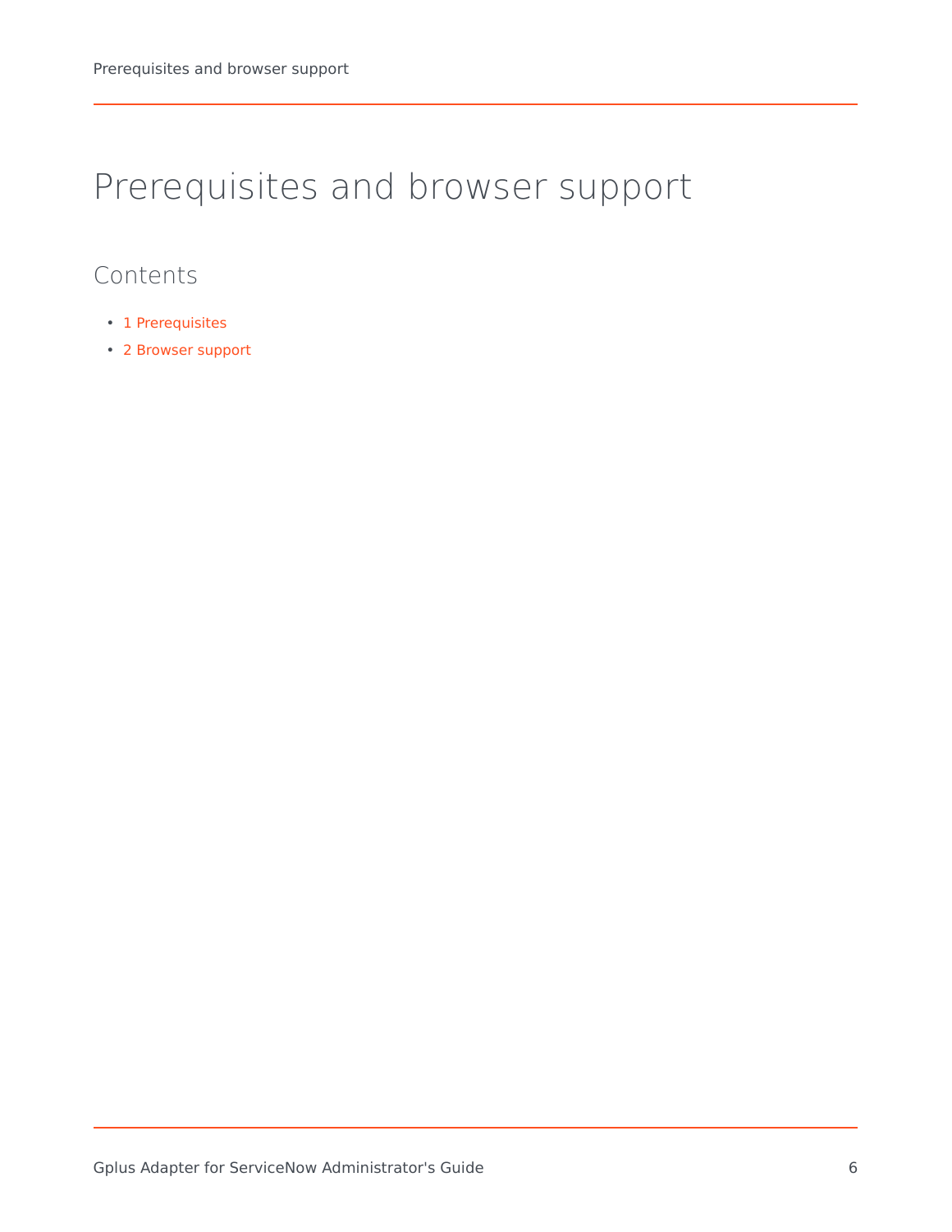# Prerequisites and browser support

## Contents

- 1 Prerequisites
- 2 Browser support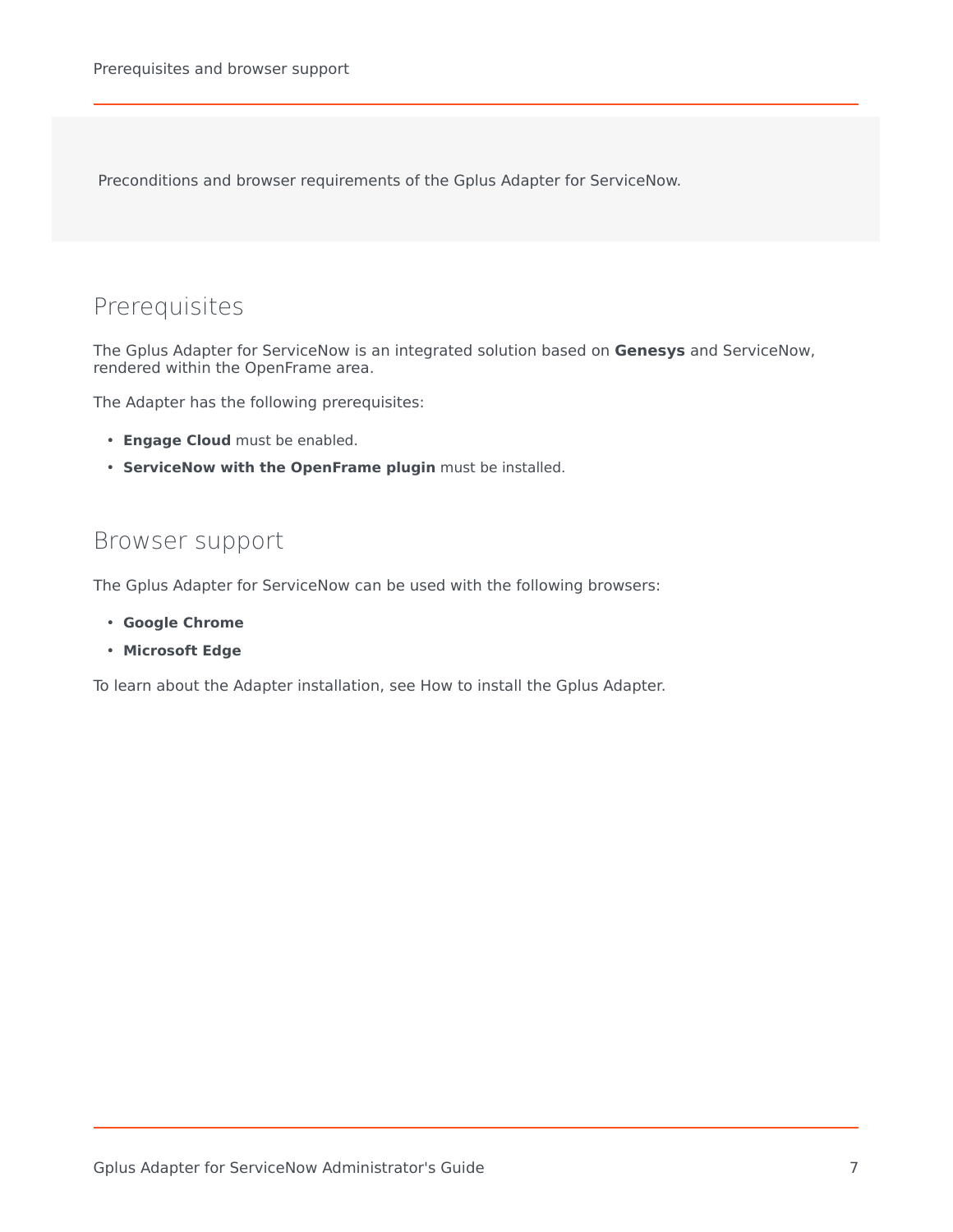Preconditions and browser requirements of the Gplus Adapter for ServiceNow.

## Prerequisites

The Gplus Adapter for ServiceNow is an integrated solution based on **Genesys** and ServiceNow, rendered within the OpenFrame area.

The Adapter has the following prerequisites:

- **Engage Cloud** must be enabled.
- **ServiceNow with the OpenFrame plugin** must be installed.

## Browser support

The Gplus Adapter for ServiceNow can be used with the following browsers:

- **Google Chrome**
- **Microsoft Edge**

To learn about the Adapter installation, see How to install the Gplus Adapter.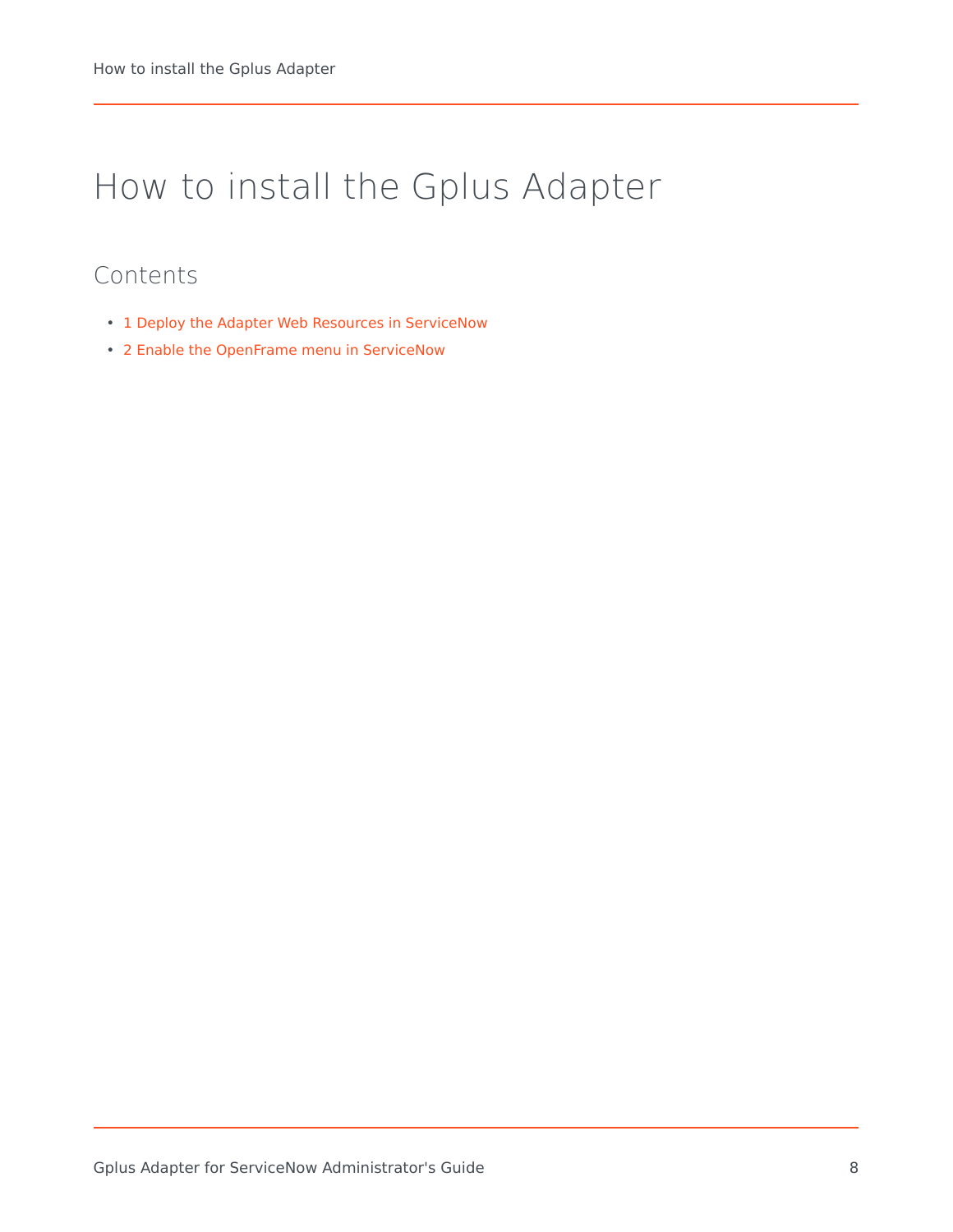# How to install the Gplus Adapter

## Contents

- 1 Deploy the Adapter Web Resources in ServiceNow
- 2 Enable the OpenFrame menu in ServiceNow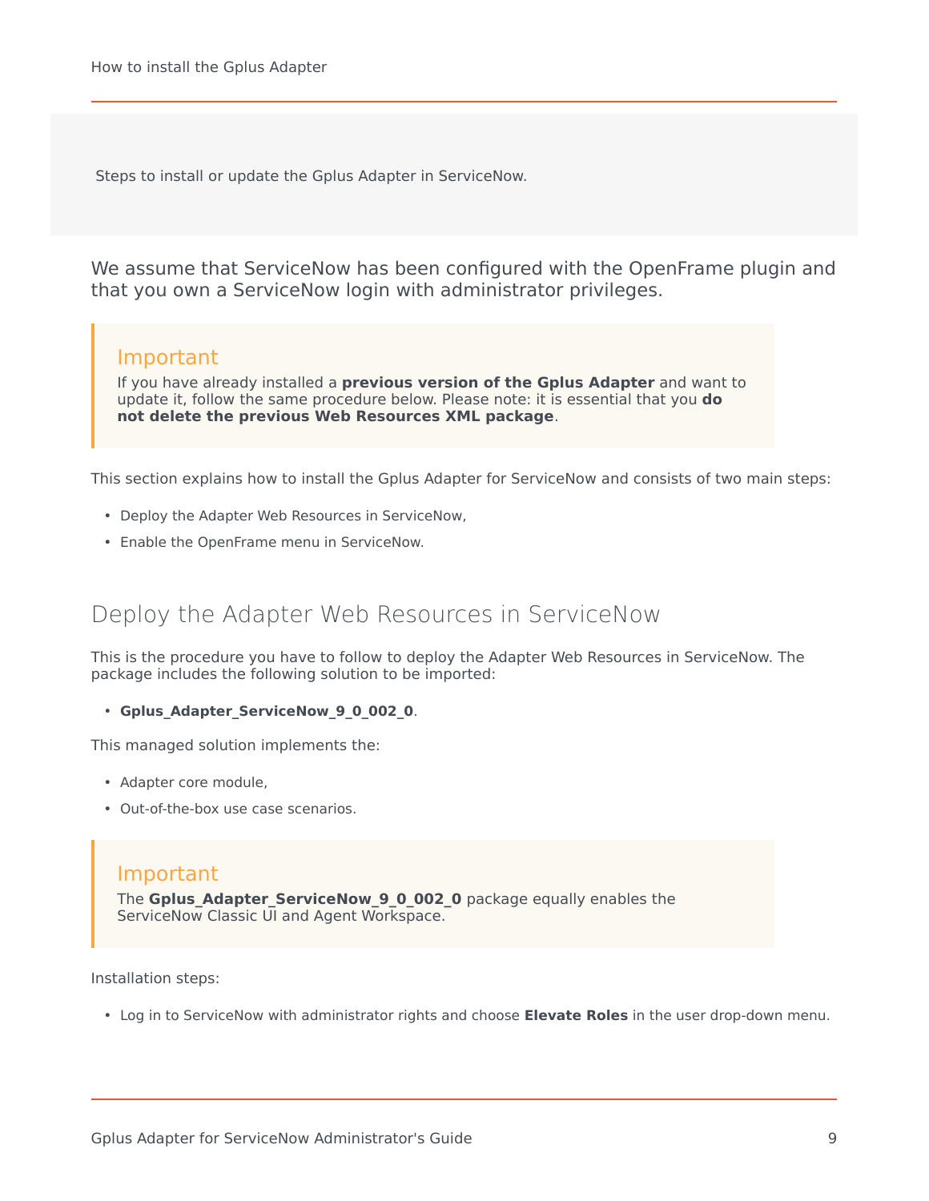Steps to install or update the Gplus Adapter in ServiceNow.

We assume that ServiceNow has been configured with the OpenFrame plugin and that you own a ServiceNow login with administrator privileges.

> **Important**
> If you have already installed a **previous version of the Gplus Adapter** and want to update it, follow the same procedure below. Please note: it is essential that you **do not delete the previous Web Resources XML package**.

This section explains how to install the Gplus Adapter for ServiceNow and consists of two main steps:

- Deploy the Adapter Web Resources in ServiceNow,
- Enable the OpenFrame menu in ServiceNow.

## Deploy the Adapter Web Resources in ServiceNow

This is the procedure you have to follow to deploy the Adapter Web Resources in ServiceNow. The package includes the following solution to be imported:

- **Gplus_Adapter_ServiceNow_9_0_002_0**.

This managed solution implements the:

- Adapter core module,
- Out-of-the-box use case scenarios.

> **Important**
> The **Gplus_Adapter_ServiceNow_9_0_002_0** package equally enables the ServiceNow Classic UI and Agent Workspace.

Installation steps:

- Log in to ServiceNow with administrator rights and choose **Elevate Roles** in the user drop-down menu.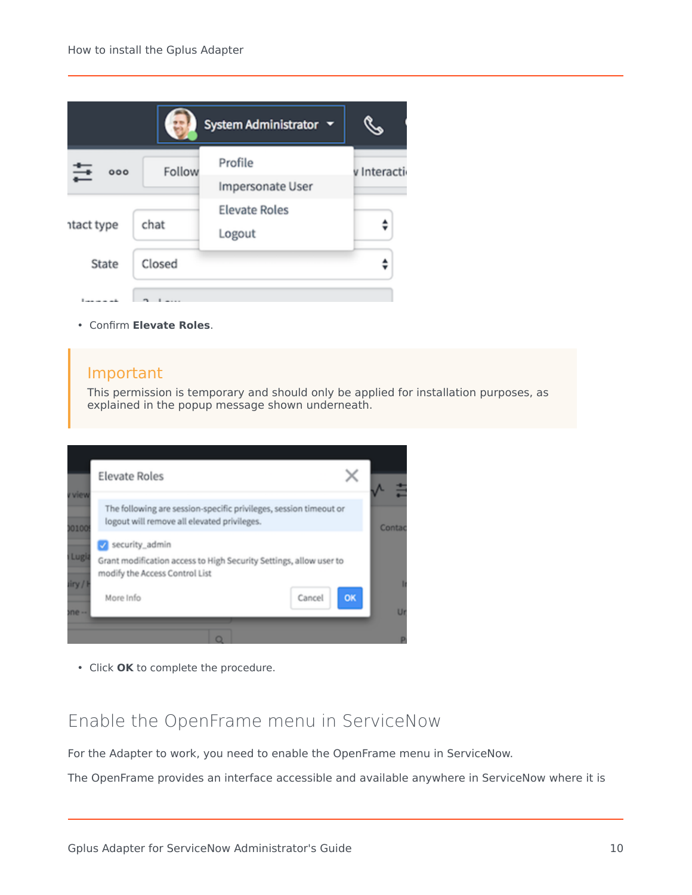- Confirm **Elevate Roles**.

Important

This permission is temporary and should only be applied for installation purposes, as explained in the popup message shown underneath.

- Click **OK** to complete the procedure.

## Enable the OpenFrame menu in ServiceNow

For the Adapter to work, you need to enable the OpenFrame menu in ServiceNow.

The OpenFrame provides an interface accessible and available anywhere in ServiceNow where it is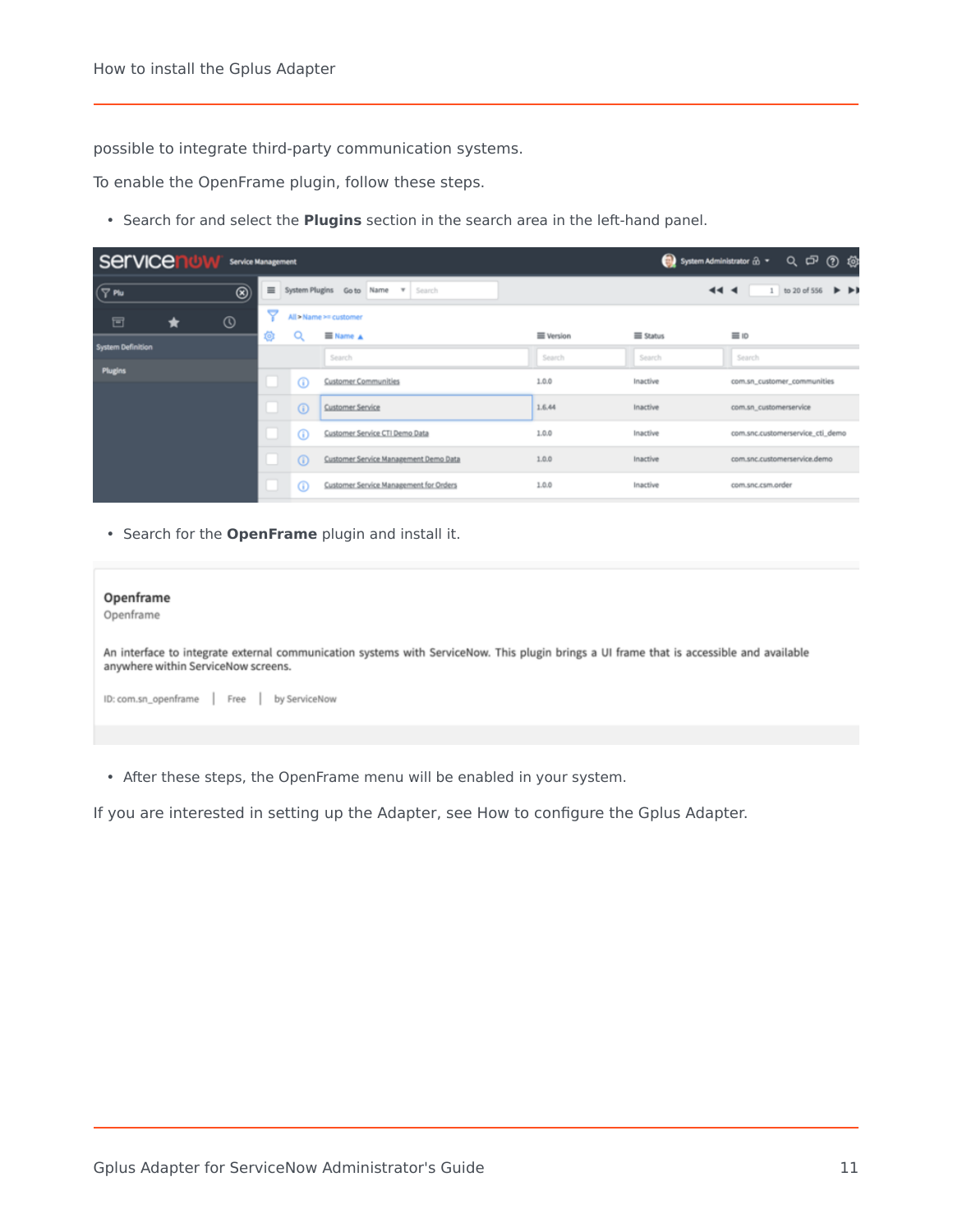possible to integrate third-party communication systems.

To enable the OpenFrame plugin, follow these steps.

- Search for and select the **Plugins** section in the search area in the left-hand panel.

- Search for the **OpenFrame** plugin and install it.

- After these steps, the OpenFrame menu will be enabled in your system.

If you are interested in setting up the Adapter, see How to configure the Gplus Adapter.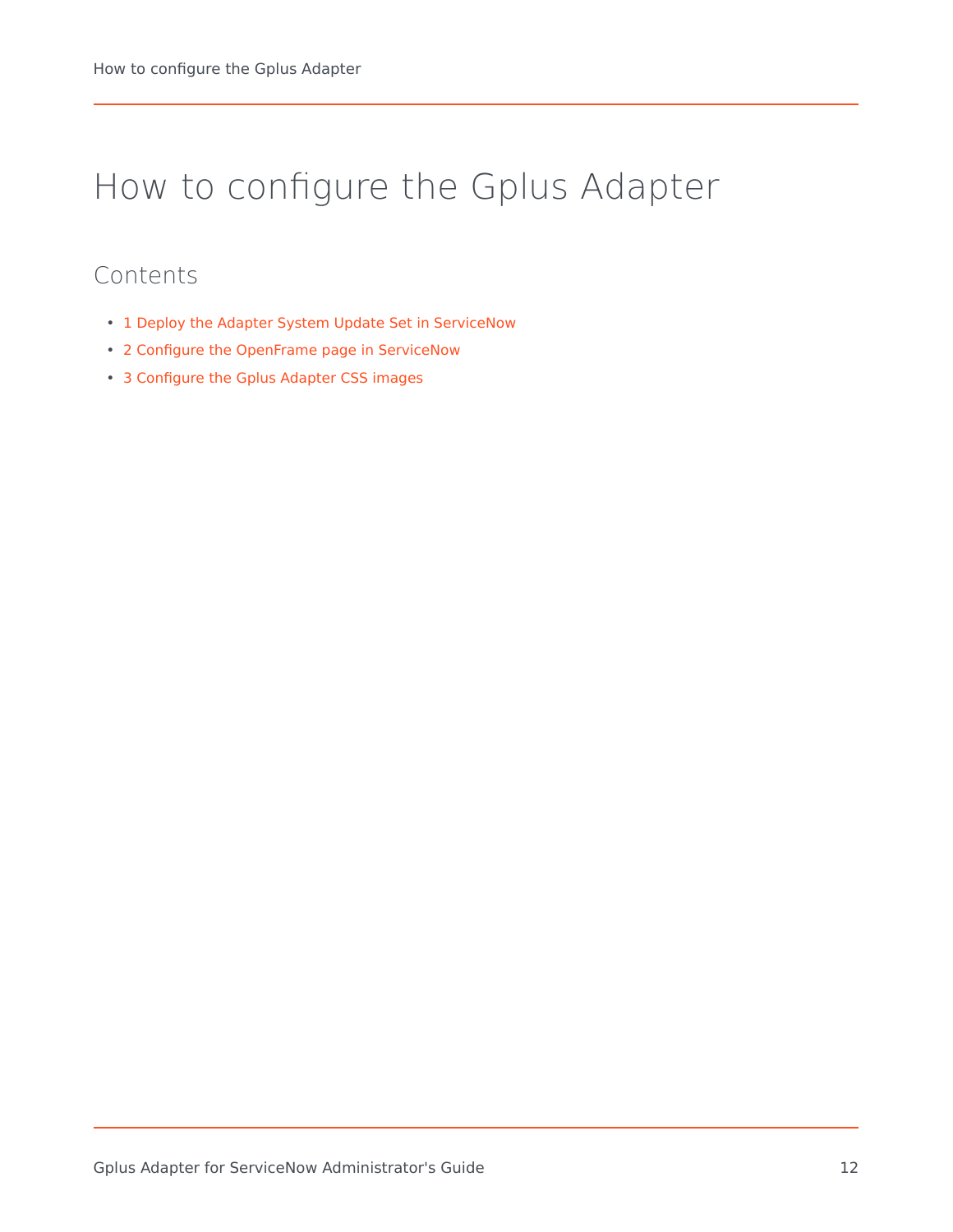# How to configure the Gplus Adapter

## Contents

- 1 Deploy the Adapter System Update Set in ServiceNow
- 2 Configure the OpenFrame page in ServiceNow
- 3 Configure the Gplus Adapter CSS images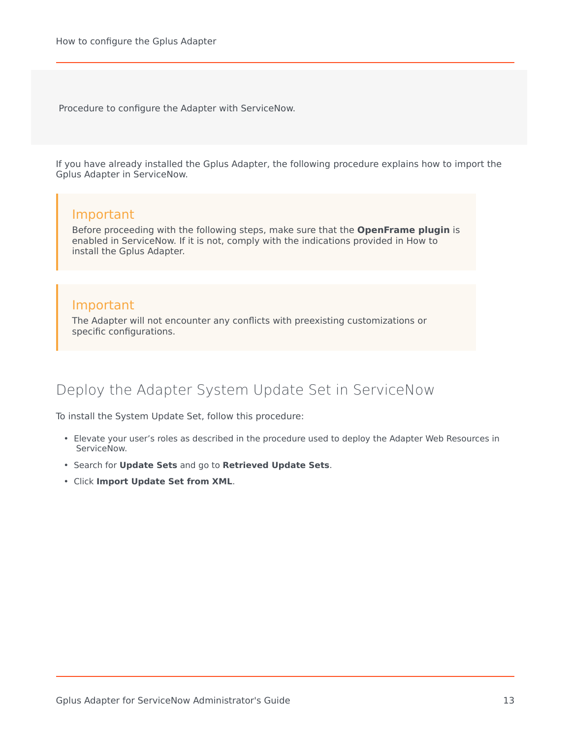Procedure to configure the Adapter with ServiceNow.

If you have already installed the Gplus Adapter, the following procedure explains how to import the Gplus Adapter in ServiceNow.

> **Important**
>
> Before proceeding with the following steps, make sure that the **OpenFrame plugin** is enabled in ServiceNow. If it is not, comply with the indications provided in How to install the Gplus Adapter.

> **Important**
>
> The Adapter will not encounter any conflicts with preexisting customizations or specific configurations.

## Deploy the Adapter System Update Set in ServiceNow

To install the System Update Set, follow this procedure:

- Elevate your user’s roles as described in the procedure used to deploy the Adapter Web Resources in ServiceNow.
- Search for **Update Sets** and go to **Retrieved Update Sets**.
- Click **Import Update Set from XML**.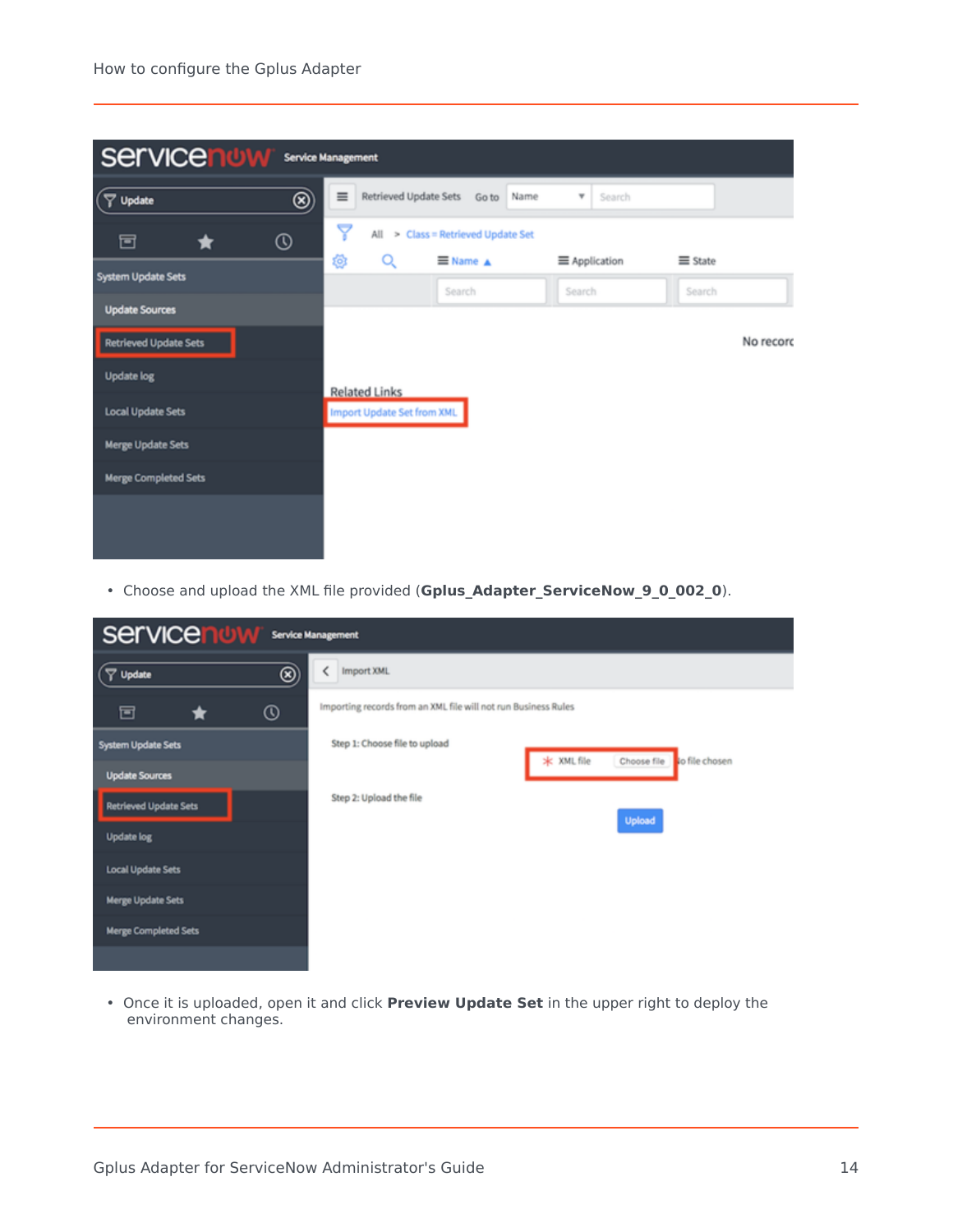- Choose and upload the XML file provided (**Gplus_Adapter_ServiceNow_9_0_002_0**).

- Once it is uploaded, open it and click **Preview Update Set** in the upper right to deploy the environment changes.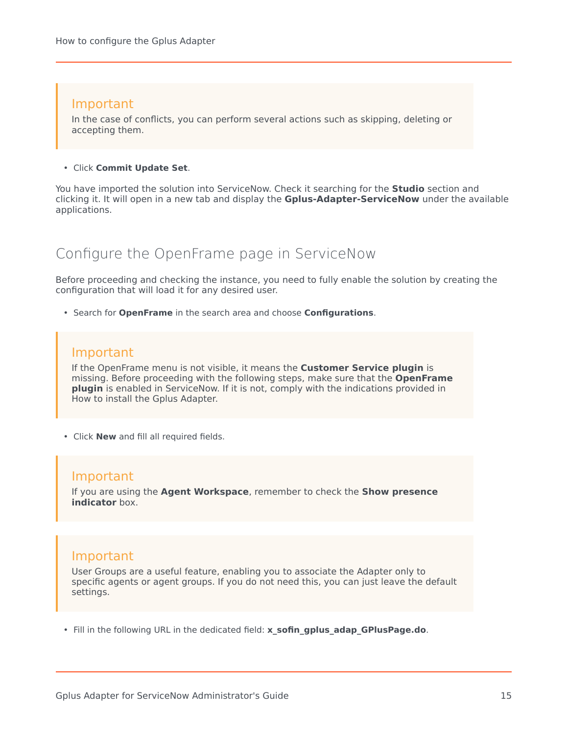> **Important**
>
> In the case of conflicts, you can perform several actions such as skipping, deleting or accepting them.

- Click **Commit Update Set**.

You have imported the solution into ServiceNow. Check it searching for the **Studio** section and clicking it. It will open in a new tab and display the **Gplus-Adapter-ServiceNow** under the available applications.

## Configure the OpenFrame page in ServiceNow

Before proceeding and checking the instance, you need to fully enable the solution by creating the configuration that will load it for any desired user.

- Search for **OpenFrame** in the search area and choose **Configurations**.

> **Important**
>
> If the OpenFrame menu is not visible, it means the **Customer Service plugin** is missing. Before proceeding with the following steps, make sure that the **OpenFrame plugin** is enabled in ServiceNow. If it is not, comply with the indications provided in How to install the Gplus Adapter.

- Click **New** and fill all required fields.

> **Important**
>
> If you are using the **Agent Workspace**, remember to check the **Show presence indicator** box.

> **Important**
>
> User Groups are a useful feature, enabling you to associate the Adapter only to specific agents or agent groups. If you do not need this, you can just leave the default settings.

- Fill in the following URL in the dedicated field: **x_sofin_gplus_adap_GPlusPage.do**.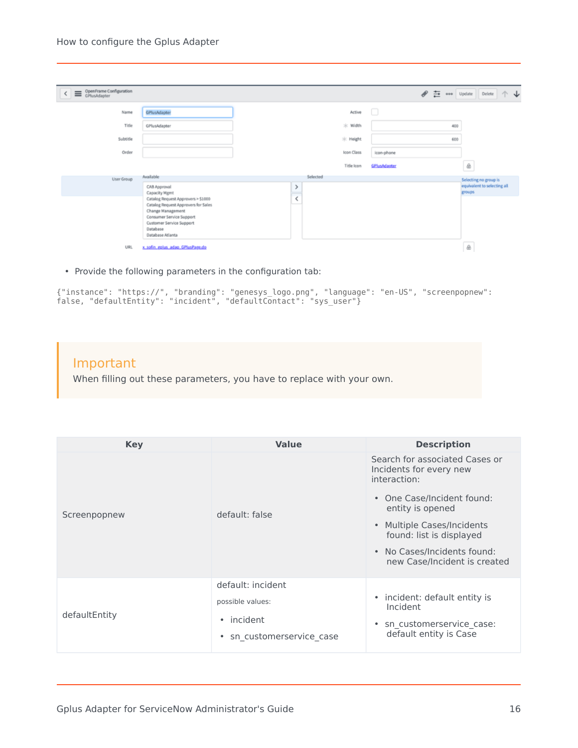- Provide the following parameters in the configuration tab:

```
{"instance": "https://", "branding": "genesys_logo.png", "language": "en-US", "screenpopnew": false, "defaultEntity": "incident", "defaultContact": "sys_user"}
```

> **Important**
> When filling out these parameters, you have to replace with your own.

| Key | Value | Description |
|---|---|---|
| Screenpopnew | default: false | Search for associated Cases or Incidents for every new interaction:<br>• One Case/Incident found: entity is opened<br>• Multiple Cases/Incidents found: list is displayed<br>• No Cases/Incidents found: new Case/Incident is created |
| defaultEntity | default: incident<br>possible values:<br>• incident<br>• sn_customerservice_case | • incident: default entity is Incident<br>• sn_customerservice_case: default entity is Case |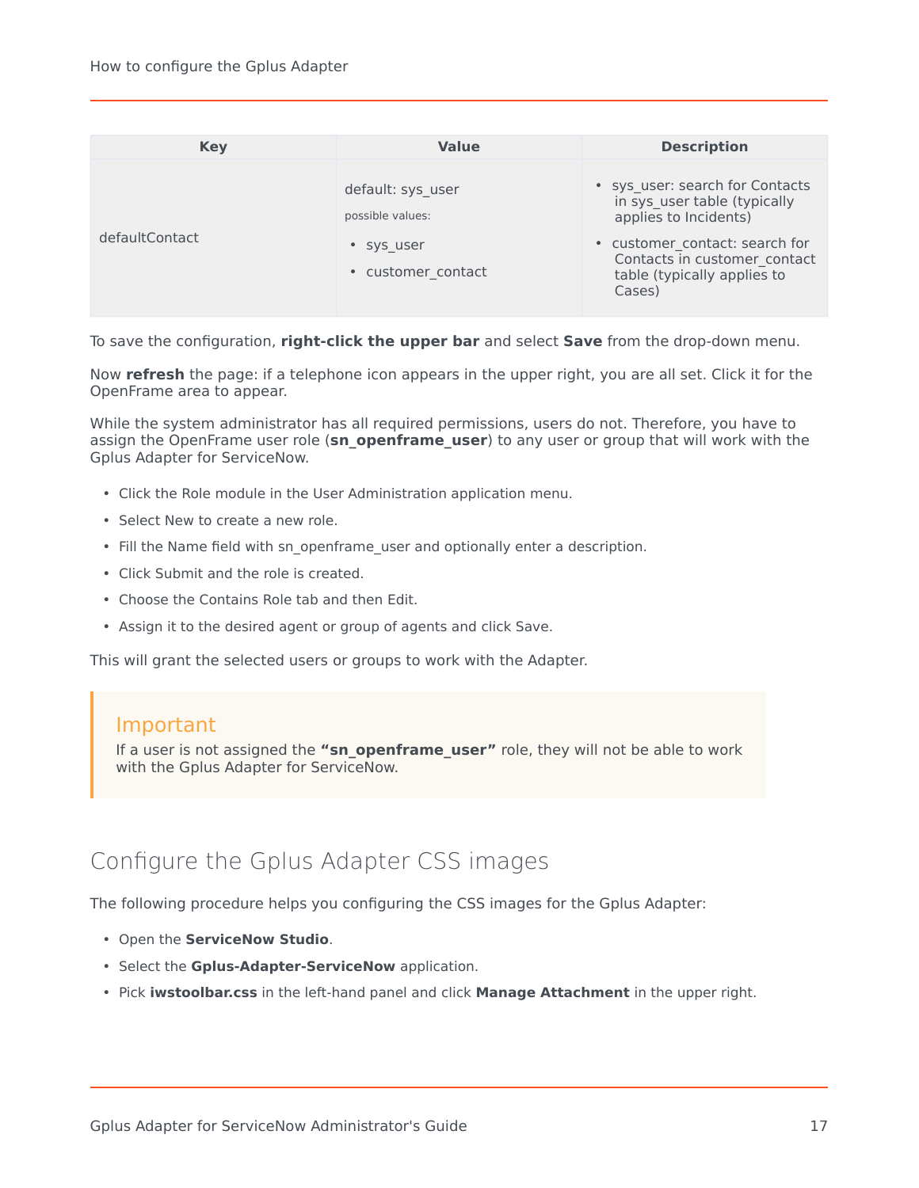| Key | Value | Description |
| --- | --- | --- |
| defaultContact | default: sys_user<br>possible values:<br>• sys_user<br>• customer_contact | • sys_user: search for Contacts in sys_user table (typically applies to Incidents)<br>• customer_contact: search for Contacts in customer_contact table (typically applies to Cases) |

To save the configuration, **right-click the upper bar** and select **Save** from the drop-down menu.

Now **refresh** the page: if a telephone icon appears in the upper right, you are all set. Click it for the OpenFrame area to appear.

While the system administrator has all required permissions, users do not. Therefore, you have to assign the OpenFrame user role (**sn_openframe_user**) to any user or group that will work with the Gplus Adapter for ServiceNow.

- Click the Role module in the User Administration application menu.
- Select New to create a new role.
- Fill the Name field with sn_openframe_user and optionally enter a description.
- Click Submit and the role is created.
- Choose the Contains Role tab and then Edit.
- Assign it to the desired agent or group of agents and click Save.

This will grant the selected users or groups to work with the Adapter.

> **Important**
>
> If a user is not assigned the **"sn_openframe_user"** role, they will not be able to work with the Gplus Adapter for ServiceNow.

## Configure the Gplus Adapter CSS images

The following procedure helps you configuring the CSS images for the Gplus Adapter:

- Open the **ServiceNow Studio**.
- Select the **Gplus-Adapter-ServiceNow** application.
- Pick **iwstoolbar.css** in the left-hand panel and click **Manage Attachment** in the upper right.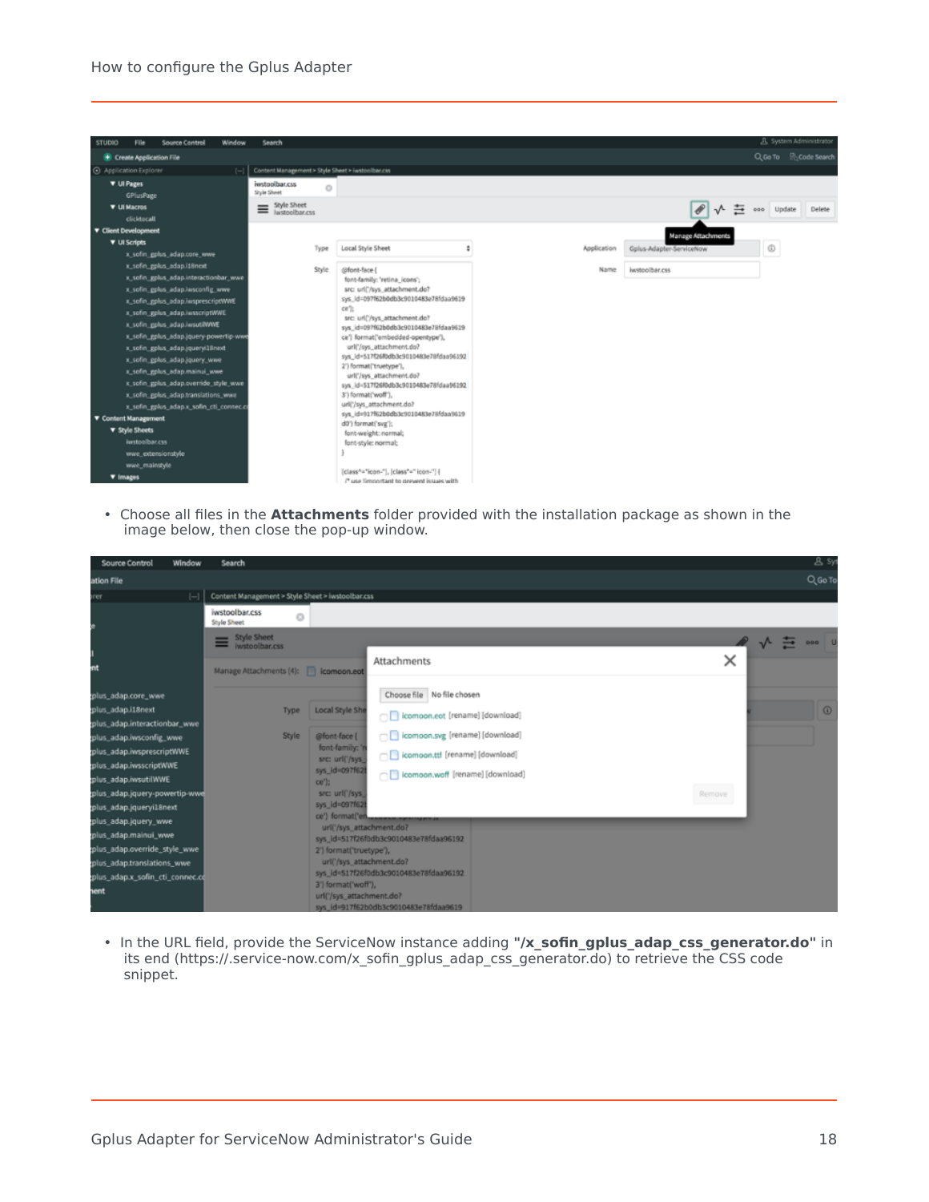- Choose all files in the **Attachments** folder provided with the installation package as shown in the image below, then close the pop-up window.

- In the URL field, provide the ServiceNow instance adding **"/x_sofin_gplus_adap_css_generator.do"** in its end (https://.service-now.com/x_sofin_gplus_adap_css_generator.do) to retrieve the CSS code snippet.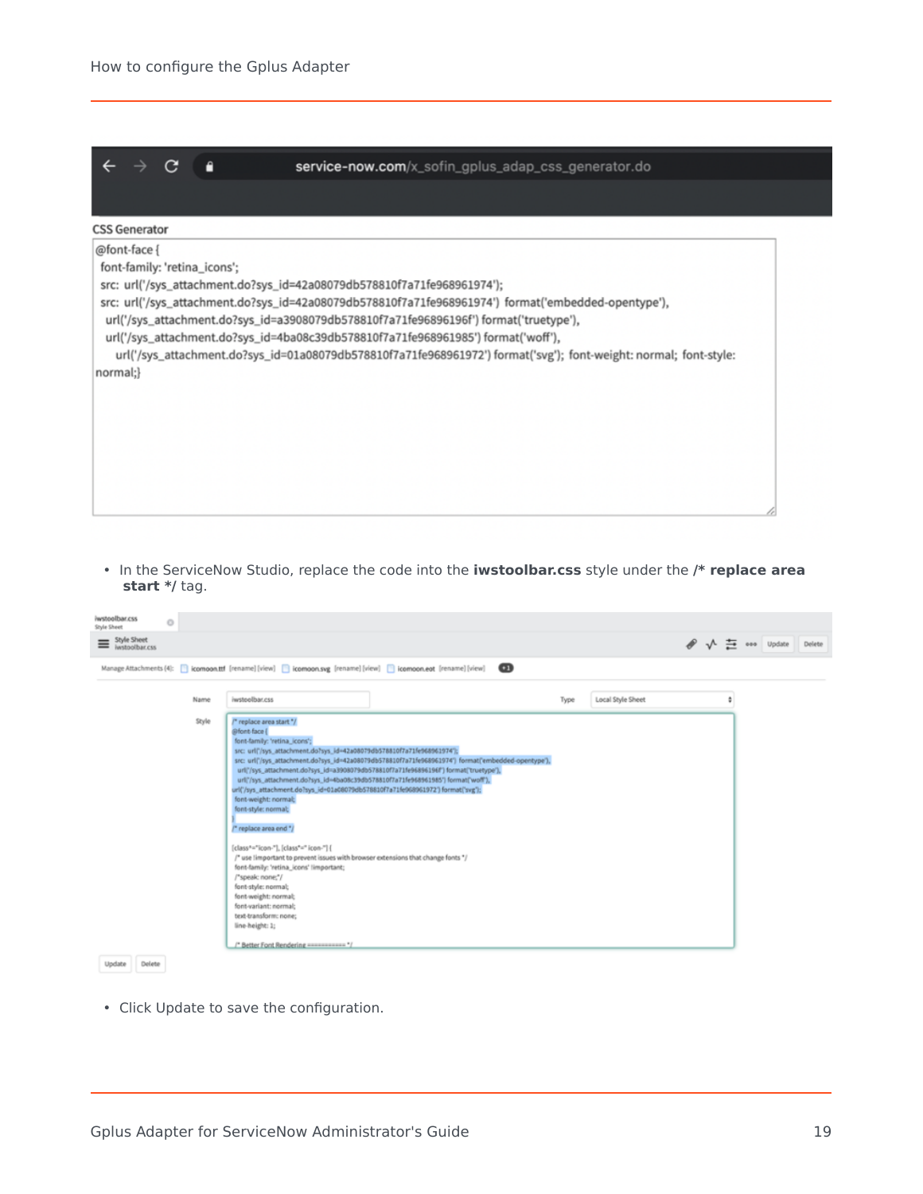CSS Generator

```
@font-face {
 font-family: 'retina_icons';
 src: url('/sys_attachment.do?sys_id=42a08079db578810f7a71fe968961974');
 src: url('/sys_attachment.do?sys_id=42a08079db578810f7a71fe968961974') format('embedded-opentype'),
  url('/sys_attachment.do?sys_id=a3908079db578810f7a71fe96896196f') format('truetype'),
  url('/sys_attachment.do?sys_id=4ba08c39db578810f7a71fe968961985') format('woff'),
    url('/sys_attachment.do?sys_id=01a08079db578810f7a71fe968961972') format('svg'); font-weight: normal; font-style:
normal;}
```

- In the ServiceNow Studio, replace the code into the **iwstoolbar.css** style under the **/* replace area start */** tag.

- Click Update to save the configuration.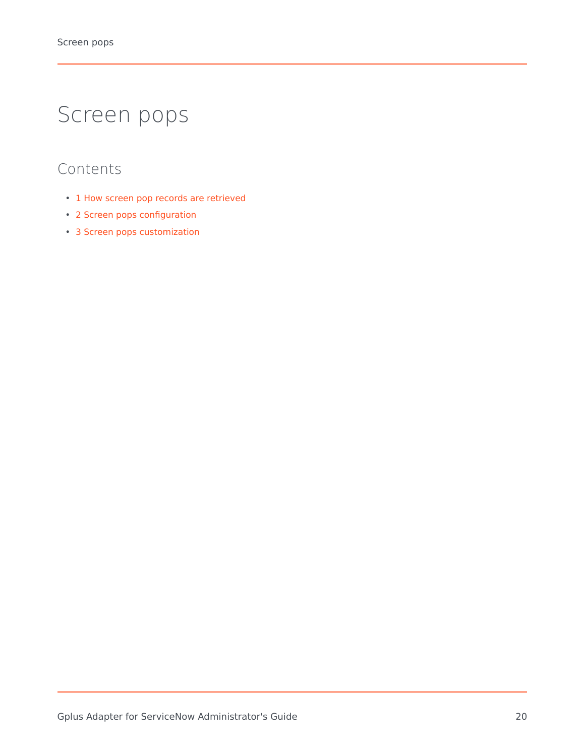# Screen pops

## Contents

- 1 How screen pop records are retrieved
- 2 Screen pops configuration
- 3 Screen pops customization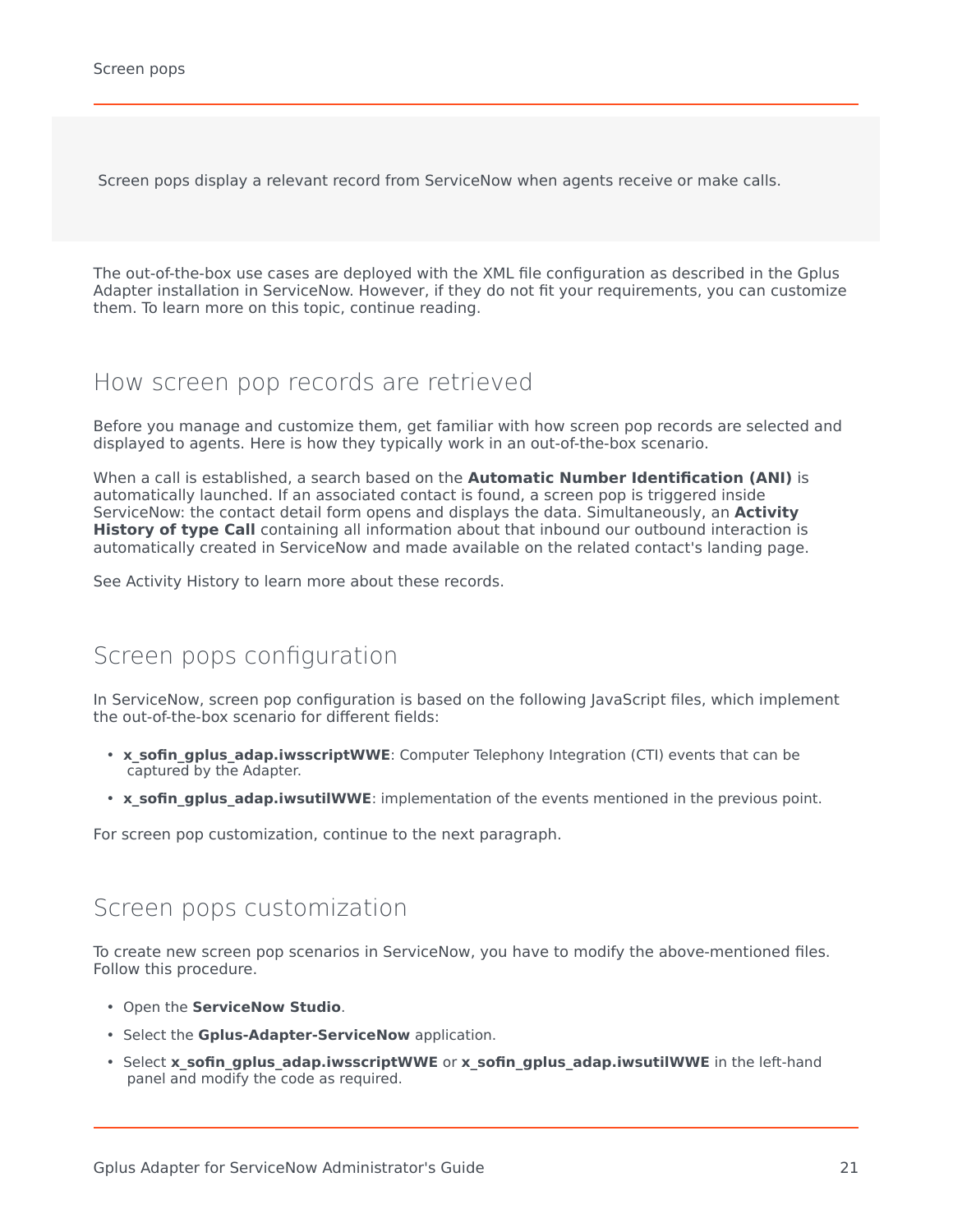Screen pops display a relevant record from ServiceNow when agents receive or make calls.

The out-of-the-box use cases are deployed with the XML file configuration as described in the Gplus Adapter installation in ServiceNow. However, if they do not fit your requirements, you can customize them. To learn more on this topic, continue reading.

## How screen pop records are retrieved

Before you manage and customize them, get familiar with how screen pop records are selected and displayed to agents. Here is how they typically work in an out-of-the-box scenario.

When a call is established, a search based on the **Automatic Number Identification (ANI)** is automatically launched. If an associated contact is found, a screen pop is triggered inside ServiceNow: the contact detail form opens and displays the data. Simultaneously, an **Activity History of type Call** containing all information about that inbound our outbound interaction is automatically created in ServiceNow and made available on the related contact's landing page.

See Activity History to learn more about these records.

## Screen pops configuration

In ServiceNow, screen pop configuration is based on the following JavaScript files, which implement the out-of-the-box scenario for different fields:

- **x_sofin_gplus_adap.iwsscriptWWE**: Computer Telephony Integration (CTI) events that can be captured by the Adapter.
- **x_sofin_gplus_adap.iwsutilWWE**: implementation of the events mentioned in the previous point.

For screen pop customization, continue to the next paragraph.

## Screen pops customization

To create new screen pop scenarios in ServiceNow, you have to modify the above-mentioned files. Follow this procedure.

- Open the **ServiceNow Studio**.
- Select the **Gplus-Adapter-ServiceNow** application.
- Select **x_sofin_gplus_adap.iwsscriptWWE** or **x_sofin_gplus_adap.iwsutilWWE** in the left-hand panel and modify the code as required.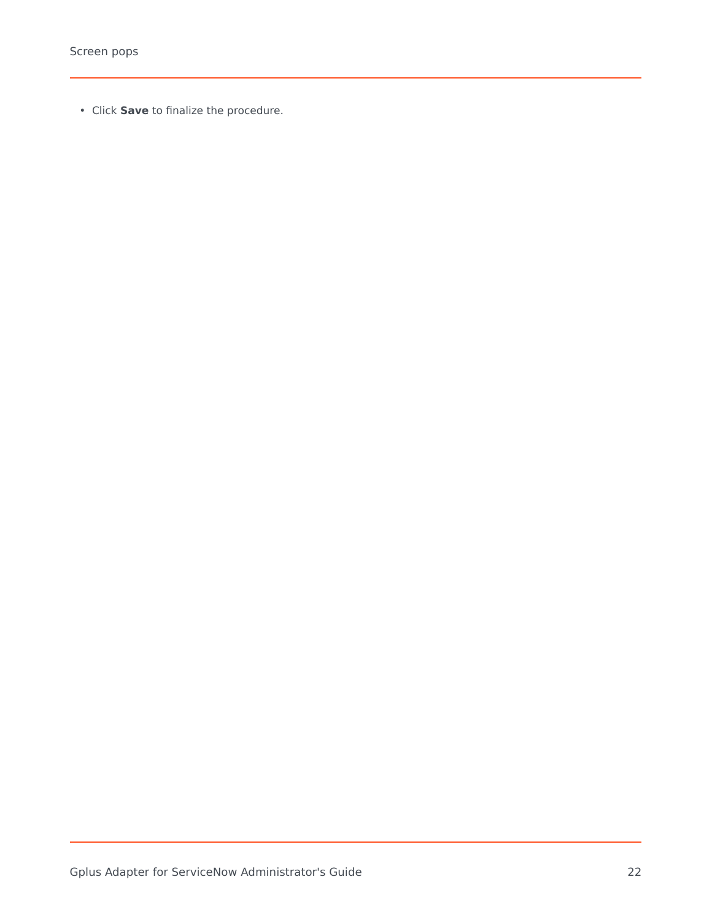- Click **Save** to finalize the procedure.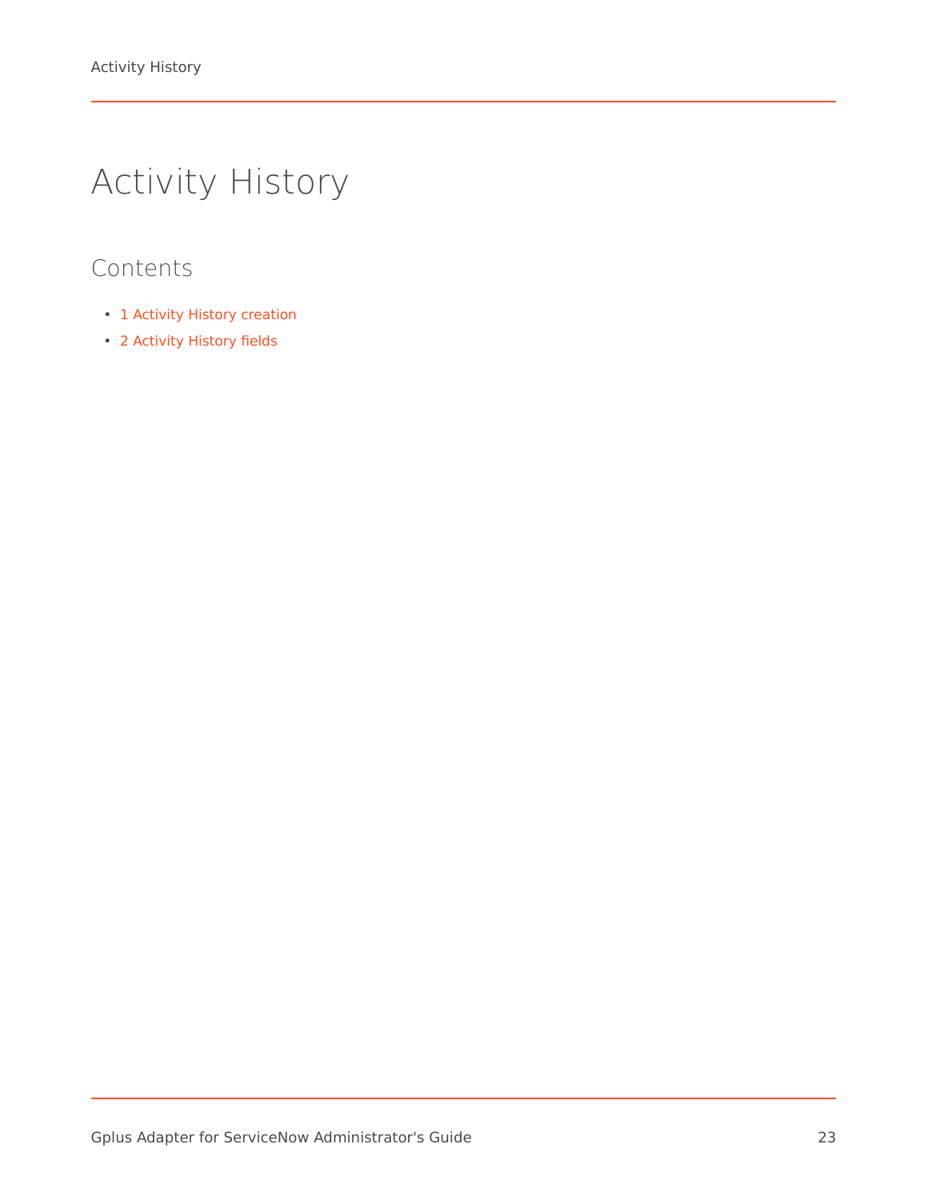# Activity History

## Contents

- 1 Activity History creation
- 2 Activity History fields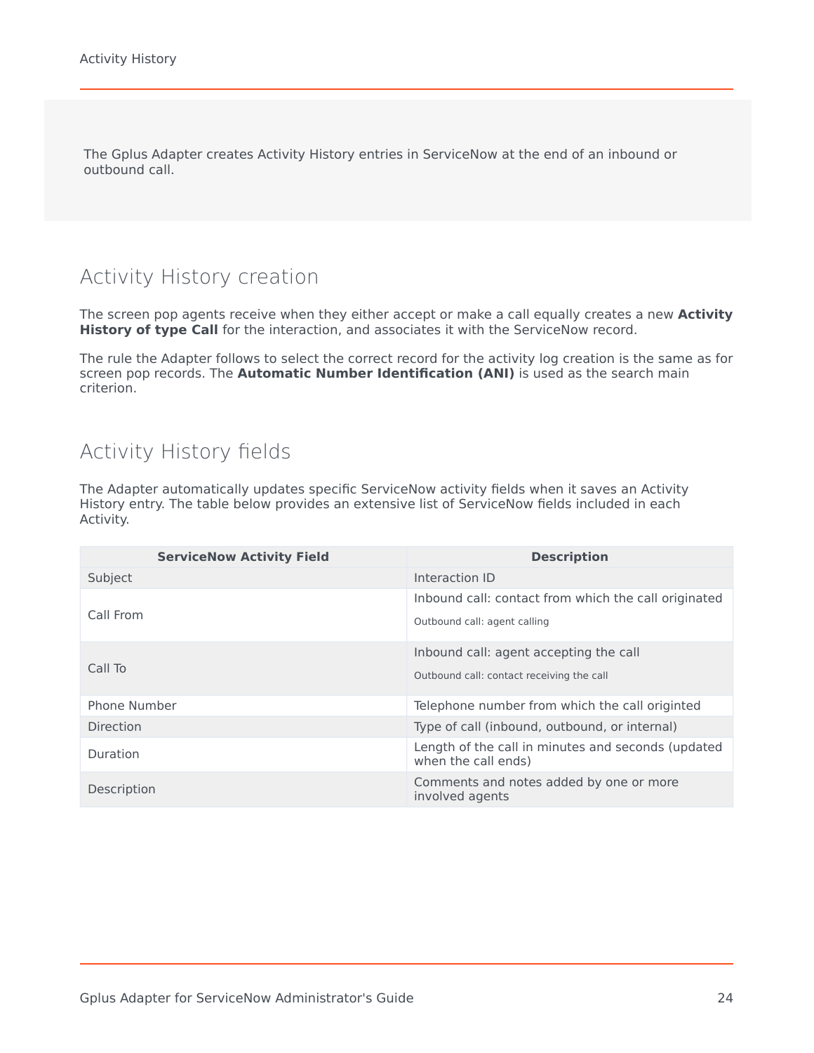The Gplus Adapter creates Activity History entries in ServiceNow at the end of an inbound or outbound call.

## Activity History creation

The screen pop agents receive when they either accept or make a call equally creates a new **Activity History of type Call** for the interaction, and associates it with the ServiceNow record.

The rule the Adapter follows to select the correct record for the activity log creation is the same as for screen pop records. The **Automatic Number Identification (ANI)** is used as the search main criterion.

## Activity History fields

The Adapter automatically updates specific ServiceNow activity fields when it saves an Activity History entry. The table below provides an extensive list of ServiceNow fields included in each Activity.

| ServiceNow Activity Field | Description |
|---|---|
| Subject | Interaction ID |
| Call From | Inbound call: contact from which the call originated<br>Outbound call: agent calling |
| Call To | Inbound call: agent accepting the call<br>Outbound call: contact receiving the call |
| Phone Number | Telephone number from which the call originted |
| Direction | Type of call (inbound, outbound, or internal) |
| Duration | Length of the call in minutes and seconds (updated when the call ends) |
| Description | Comments and notes added by one or more involved agents |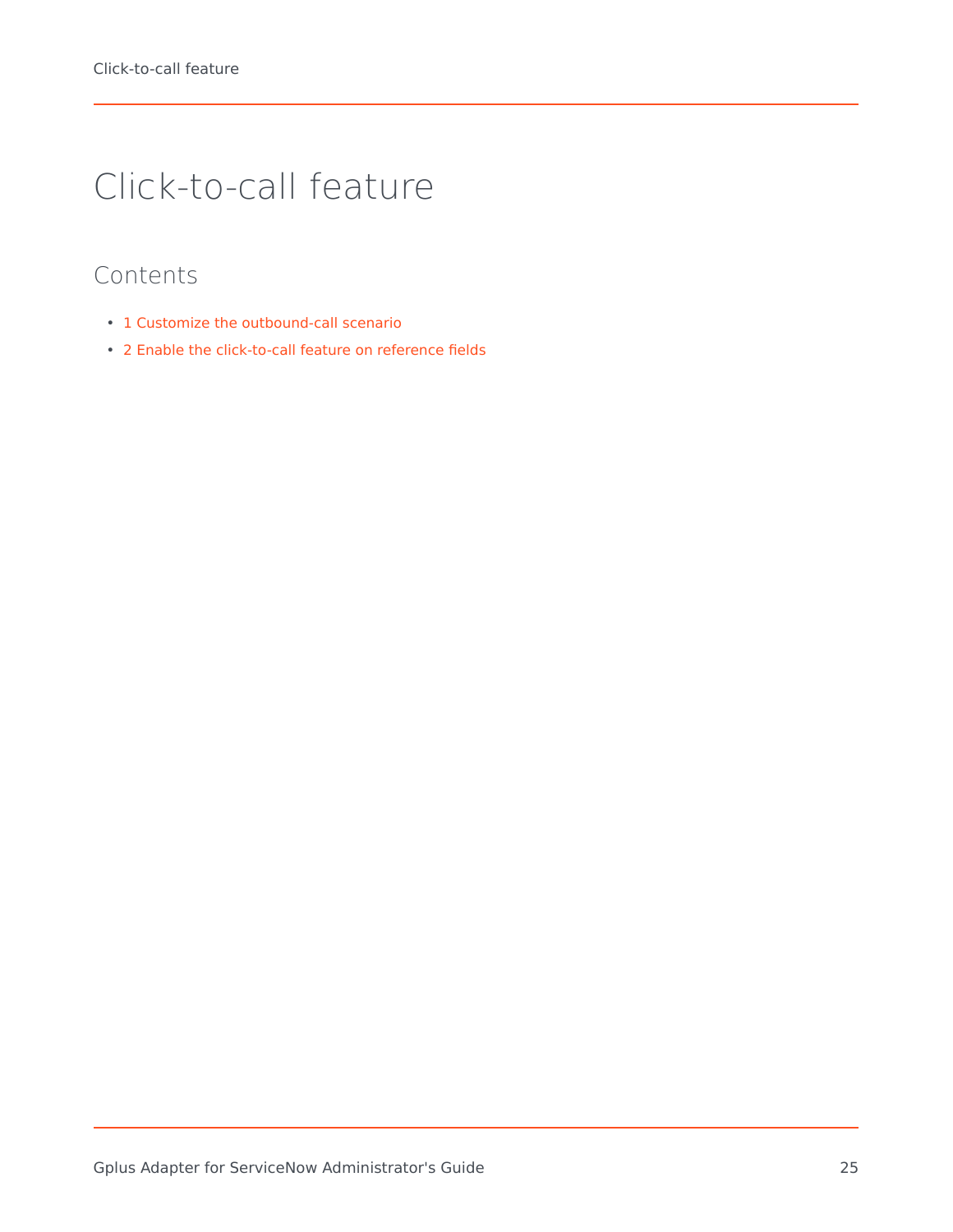# Click-to-call feature

## Contents

- 1 Customize the outbound-call scenario
- 2 Enable the click-to-call feature on reference fields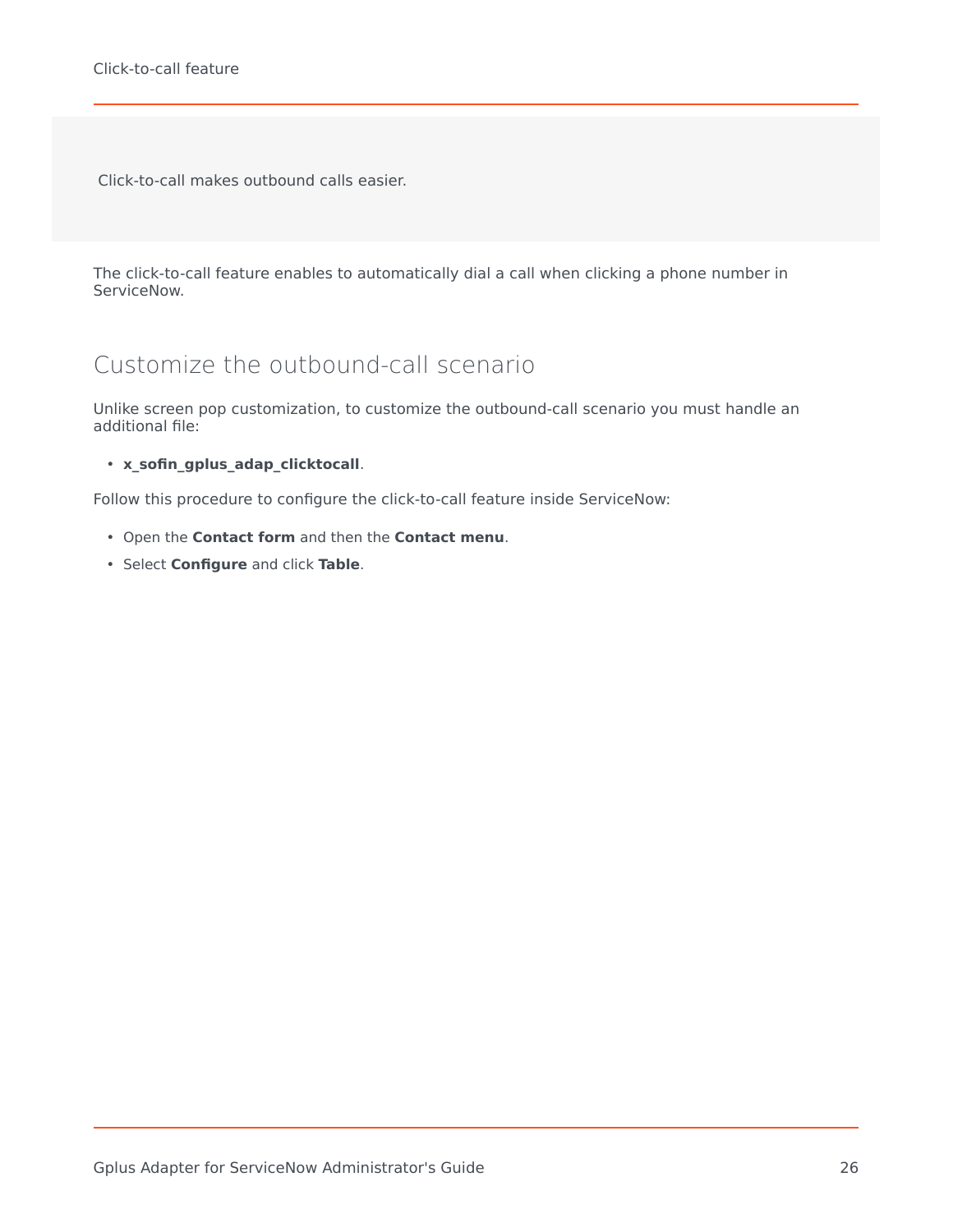Click-to-call makes outbound calls easier.

The click-to-call feature enables to automatically dial a call when clicking a phone number in ServiceNow.

## Customize the outbound-call scenario

Unlike screen pop customization, to customize the outbound-call scenario you must handle an additional file:

- **x_sofin_gplus_adap_clicktocall**.

Follow this procedure to configure the click-to-call feature inside ServiceNow:

- Open the **Contact form** and then the **Contact menu**.
- Select **Configure** and click **Table**.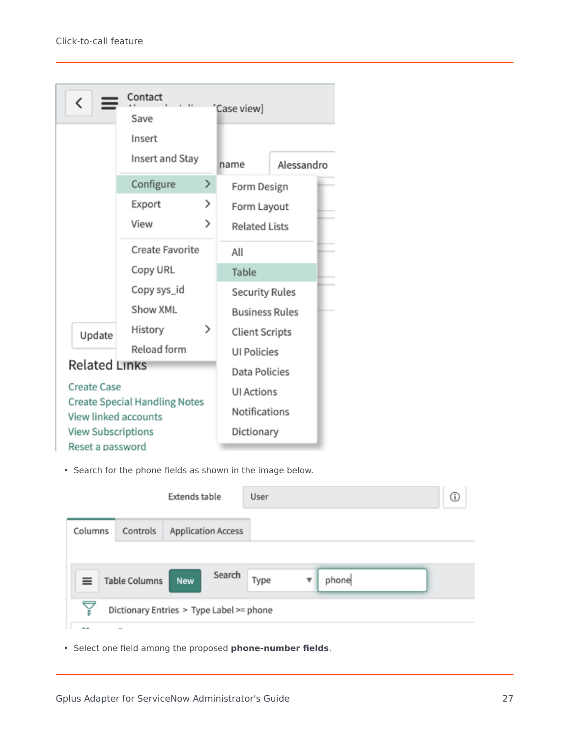- Search for the phone fields as shown in the image below.

- Select one field among the proposed **phone-number fields**.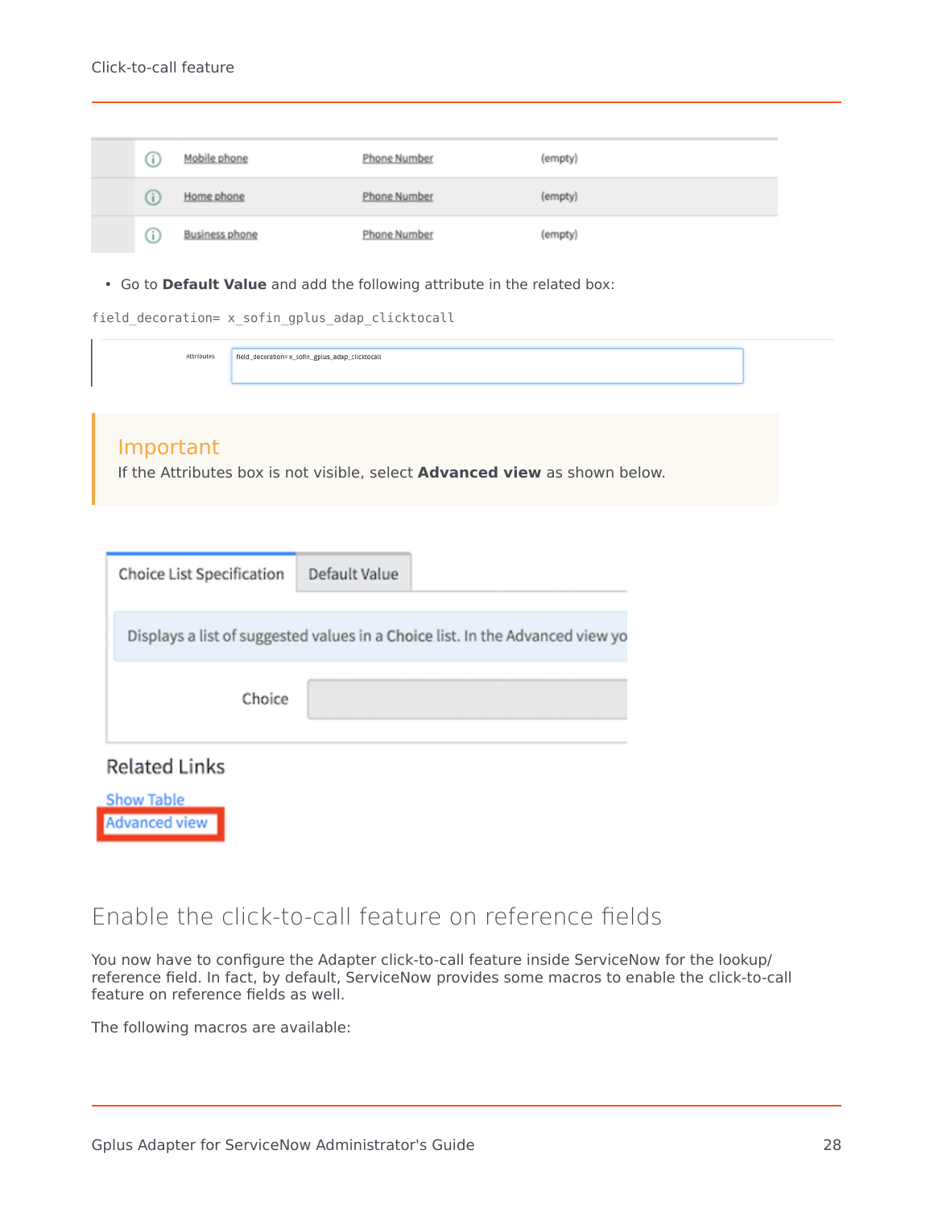| | | | |
|---|---|---|---|
| ⓘ | Mobile phone | Phone Number | (empty) |
| ⓘ | Home phone | Phone Number | (empty) |
| ⓘ | Business phone | Phone Number | (empty) |

- Go to **Default Value** and add the following attribute in the related box:

```
field_decoration= x_sofin_gplus_adap_clicktocall
```

Attributes field_decoration=x_sofin_gplus_adap_clicktocall

> **Important**
> If the Attributes box is not visible, select **Advanced view** as shown below.

Choice List Specification | Default Value

Displays a list of suggested values in a Choice list. In the Advanced view yo

Choice

Related Links

Show Table
Advanced view

## Enable the click-to-call feature on reference fields

You now have to configure the Adapter click-to-call feature inside ServiceNow for the lookup/reference field. In fact, by default, ServiceNow provides some macros to enable the click-to-call feature on reference fields as well.

The following macros are available: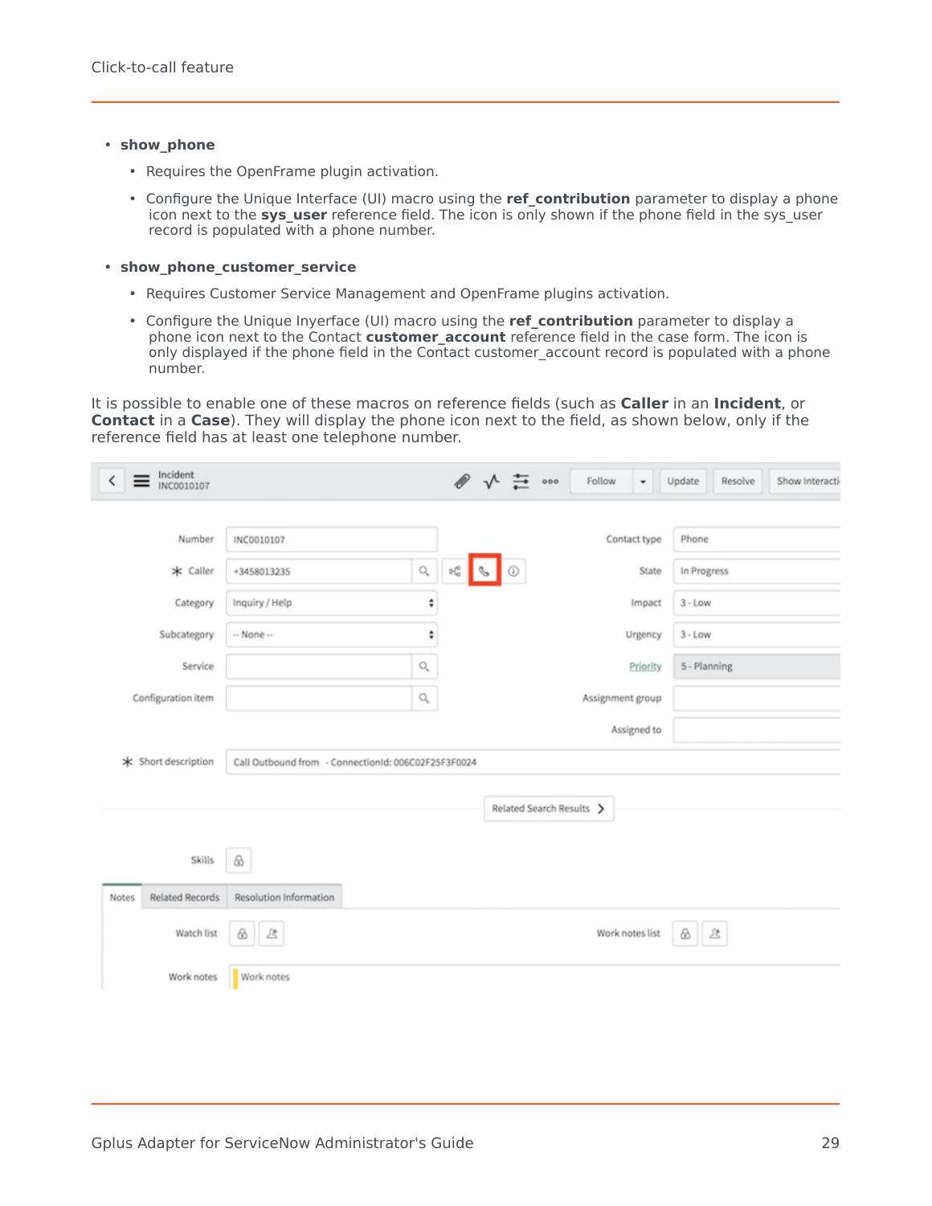- **show_phone**
  - Requires the OpenFrame plugin activation.
  - Configure the Unique Interface (UI) macro using the **ref_contribution** parameter to display a phone icon next to the **sys_user** reference field. The icon is only shown if the phone field in the sys_user record is populated with a phone number.
- **show_phone_customer_service**
  - Requires Customer Service Management and OpenFrame plugins activation.
  - Configure the Unique Inyerface (UI) macro using the **ref_contribution** parameter to display a phone icon next to the Contact **customer_account** reference field in the case form. The icon is only displayed if the phone field in the Contact customer_account record is populated with a phone number.

It is possible to enable one of these macros on reference fields (such as **Caller** in an **Incident**, or **Contact** in a **Case**). They will display the phone icon next to the field, as shown below, only if the reference field has at least one telephone number.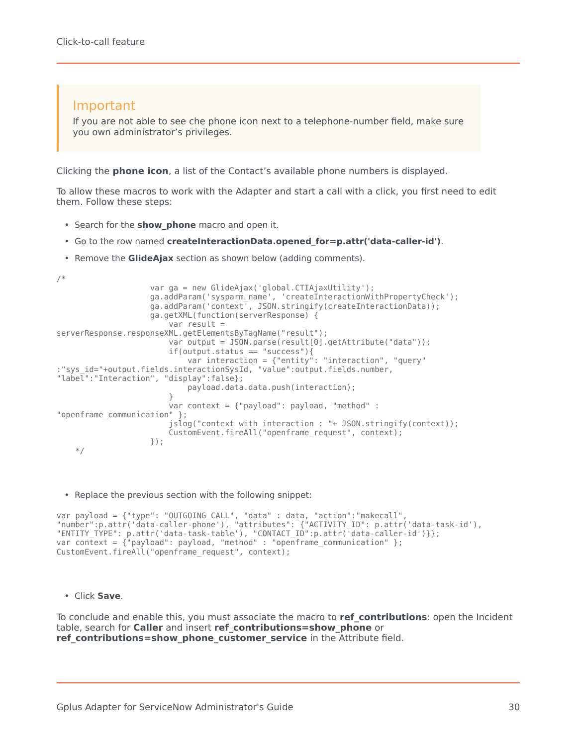**Important**

If you are not able to see che phone icon next to a telephone-number field, make sure you own administrator's privileges.

Clicking the **phone icon**, a list of the Contact's available phone numbers is displayed.

To allow these macros to work with the Adapter and start a call with a click, you first need to edit them. Follow these steps:

- Search for the **show_phone** macro and open it.
- Go to the row named **createInteractionData.opened_for=p.attr('data-caller-id')**.
- Remove the **GlideAjax** section as shown below (adding comments).

```
/*
                    var ga = new GlideAjax('global.CTIAjaxUtility');
                    ga.addParam('sysparm_name', 'createInteractionWithPropertyCheck');
                    ga.addParam('context', JSON.stringify(createInteractionData));
                    ga.getXML(function(serverResponse) {
                        var result =
serverResponse.responseXML.getElementsByTagName("result");
                        var output = JSON.parse(result[0].getAttribute("data"));
                        if(output.status == "success"){
                            var interaction = {"entity": "interaction", "query"
:"sys_id="+output.fields.interactionSysId, "value":output.fields.number,
"label":"Interaction", "display":false};
                            payload.data.data.push(interaction);
                        }
                        var context = {"payload": payload, "method" :
"openframe_communication" };
                        jslog("context with interaction : "+ JSON.stringify(context));
                        CustomEvent.fireAll("openframe_request", context);
                    });
    */
```

- Replace the previous section with the following snippet:

```
var payload = {"type": "OUTGOING_CALL", "data" : data, "action":"makecall",
"number":p.attr('data-caller-phone'), "attributes": {"ACTIVITY_ID": p.attr('data-task-id'),
"ENTITY_TYPE": p.attr('data-task-table'), "CONTACT_ID":p.attr('data-caller-id')}};
var context = {"payload": payload, "method" : "openframe_communication" };
CustomEvent.fireAll("openframe_request", context);
```

- Click **Save**.

To conclude and enable this, you must associate the macro to **ref_contributions**: open the Incident table, search for **Caller** and insert **ref_contributions=show_phone** or **ref_contributions=show_phone_customer_service** in the Attribute field.